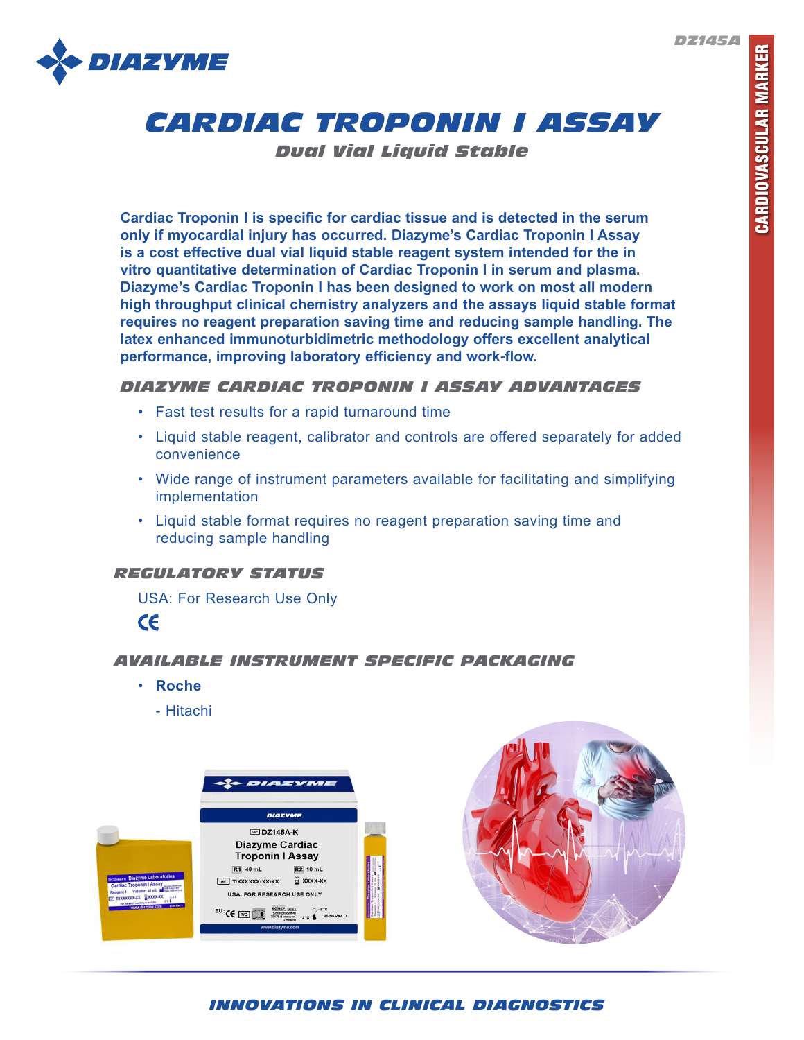DZ145A

# CARDIAC TROPONIN I ASSAY

### Dual Vial Liquid Stable

**Cardiac Troponin I is specific for cardiac tissue and is detected in the serum only if myocardial injury has occurred. Diazyme's Cardiac Troponin I Assay is a cost effective dual vial liquid stable reagent system intended for the in vitro quantitative determination of Cardiac Troponin I in serum and plasma. Diazyme's Cardiac Troponin I has been designed to work on most all modern high throughput clinical chemistry analyzers and the assays liquid stable format requires no reagent preparation saving time and reducing sample handling. The latex enhanced immunoturbidimetric methodology offers excellent analytical performance, improving laboratory efficiency and work-flow.**

## DIAZYME CARDIAC TROPONIN I ASSAY ADVANTAGES

- Fast test results for a rapid turnaround time
- Liquid stable reagent, calibrator and controls are offered separately for added convenience
- Wide range of instrument parameters available for facilitating and simplifying implementation
- Liquid stable format requires no reagent preparation saving time and reducing sample handling

## REGULATORY STATUS

USA: For Research Use Only

CE

## AVAILABLE INSTRUMENT SPECIFIC PACKAGING

- **Roche**
  - Hitachi

CARDIOVASCULAR MARKER

INNOVATIONS IN CLINICAL DIAGNOSTICS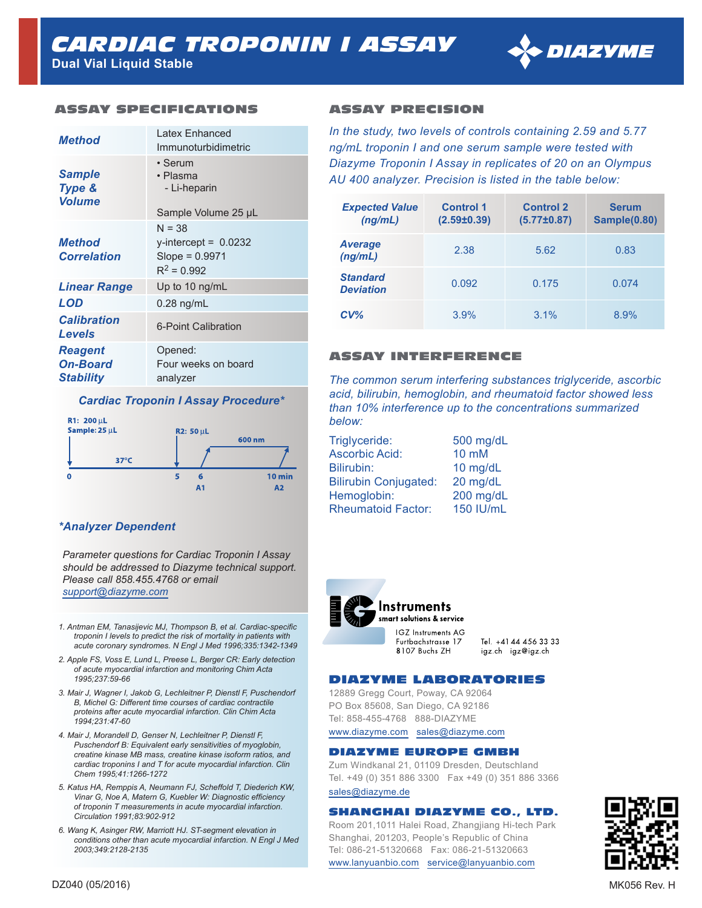# CARDIAC TRONONIN I ASSAY

**Dual Vial Liquid Stable**

DIAZYME

## ASSAY SPECIFICATIONS

| | |
|---|---|
| ***Method*** | Latex Enhanced Immunoturbidimetric |
| ***Sample Type & Volume*** | • Serum<br>• Plasma<br>- Li-heparin<br><br>Sample Volume 25 µL |
| ***Method Correlation*** | N = 38<br>y-intercept = 0.0232<br>Slope = 0.9971<br>$R^2$ = 0.992 |
| ***Linear Range*** | Up to 10 ng/mL |
| ***LOD*** | 0.28 ng/mL |
| ***Calibration Levels*** | 6-Point Calibration |
| ***Reagent On-Board Stability*** | Opened:<br>Four weeks on board analyzer |

### *Cardiac Troponin I Assay Procedure**

R1: 200 µL
Sample: 25 µL
37°C
R2: 50 µL
600 nm
0
5
6
10 min
A1
A2

****Analyzer Dependent***

*Parameter questions for Cardiac Troponin I Assay should be addressed to Diazyme technical support. Please call 858.455.4768 or email support@diazyme.com*

1. *Antman EM, Tanasijevic MJ, Thompson B, et al. Cardiac-specific troponin I levels to predict the risk of mortality in patients with acute coronary syndromes. N Engl J Med 1996;335:1342-1349*
2. *Apple FS, Voss E, Lund L, Preese L, Berger CR: Early detection of acute myocardial infarction and monitoring Chim Acta 1995;237:59-66*
3. *Mair J, Wagner I, Jakob G, Lechleitner P, Dienstl F, Puschendorf B, Michel G: Different time courses of cardiac contractile proteins after acute myocardial infarction. Clin Chim Acta 1994;231:47-60*
4. *Mair J, Morandell D, Genser N, Lechleitner P, Dienstl F, Puschendorf B: Equivalent early sensitivities of myoglobin, creatine kinase MB mass, creatine kinase isoform ratios, and cardiac troponins I and T for acute myocardial infarction. Clin Chem 1995;41:1266-1272*
5. *Katus HA, Remppis A, Neumann FJ, Scheffold T, Diederich KW, Vinar G, Noe A, Matern G, Kuebler W: Diagnostic efficiency of troponin T measurements in acute myocardial infarction. Circulation 1991;83:902-912*
6. *Wang K, Asinger RW, Marriott HJ. ST-segment elevation in conditions other than acute myocardial infarction. N Engl J Med 2003;349:2128-2135*

## ASSAY PRECISION

*In the study, two levels of controls containing 2.59 and 5.77 ng/mL troponin I and one serum sample were tested with Diazyme Troponin I Assay in replicates of 20 on an Olympus AU 400 analyzer. Precision is listed in the table below:*

| *Expected Value (ng/mL)* | Control 1 (2.59±0.39) | Control 2 (5.77±0.87) | Serum Sample(0.80) |
|---|---|---|---|
| ***Average (ng/mL)*** | 2.38 | 5.62 | 0.83 |
| ***Standard Deviation*** | 0.092 | 0.175 | 0.074 |
| ***CV%*** | 3.9% | 3.1% | 8.9% |

## ASSAY INTERFERENCE

*The common serum interfering substances triglyceride, ascorbic acid, bilirubin, hemoglobin, and rheumatoid factor showed less than 10% interference up to the concentrations summarized below:*

| | |
|---|---|
| Triglyceride: | 500 mg/dL |
| Ascorbic Acid: | 10 mM |
| Bilirubin: | 10 mg/dL |
| Bilirubin Conjugated: | 20 mg/dL |
| Hemoglobin: | 200 mg/dL |
| Rheumatoid Factor: | 150 IU/mL |

IGZ Instruments
smart solutions & service

IGZ Instruments AG
Furtbachstrasse 17
8107 Buchs ZH

Tel. +41 44 456 33 33
igz.ch igz@igz.ch

## DIAZYME LABORATORIES

12889 Gregg Court, Poway, CA 92064
PO Box 85608, San Diego, CA 92186
Tel: 858-455-4768 888-DIAZYME
www.diazyme.com sales@diazyme.com

## DIAZYME EUROPE GMBH

Zum Windkanal 21, 01109 Dresden, Deutschland
Tel. +49 (0) 351 886 3300 Fax +49 (0) 351 886 3366
sales@diazyme.de

## SHANGHAI DIAZYME CO., LTD.

Room 201,1011 Halei Road, Zhangjiang Hi-tech Park
Shanghai, 201203, People's Republic of China
Tel: 086-21-51320668 Fax: 086-21-51320663
www.lanyuanbio.com service@lanyuanbio.com

DZ040 (05/2016)

MK056 Rev. H